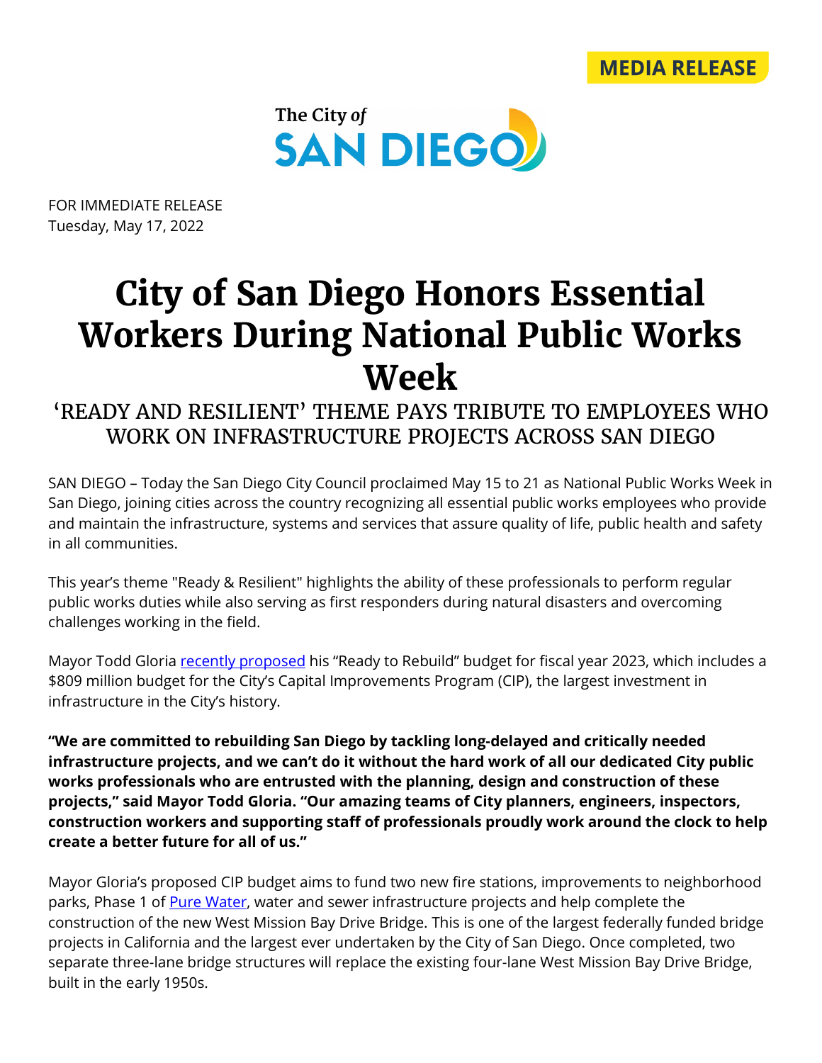MEDIA RELEASE

The City *of* SAN DIEGO

FOR IMMEDIATE RELEASE
Tuesday, May 17, 2022

# City of San Diego Honors Essential Workers During National Public Works Week

## 'READY AND RESILIENT' THEME PAYS TRIBUTE TO EMPLOYEES WHO WORK ON INFRASTRUCTURE PROJECTS ACROSS SAN DIEGO

SAN DIEGO – Today the San Diego City Council proclaimed May 15 to 21 as National Public Works Week in San Diego, joining cities across the country recognizing all essential public works employees who provide and maintain the infrastructure, systems and services that assure quality of life, public health and safety in all communities.

This year's theme "Ready & Resilient" highlights the ability of these professionals to perform regular public works duties while also serving as first responders during natural disasters and overcoming challenges working in the field.

Mayor Todd Gloria [recently proposed](#) his "Ready to Rebuild" budget for fiscal year 2023, which includes a $809 million budget for the City's Capital Improvements Program (CIP), the largest investment in infrastructure in the City's history.

**"We are committed to rebuilding San Diego by tackling long-delayed and critically needed infrastructure projects, and we can't do it without the hard work of all our dedicated City public works professionals who are entrusted with the planning, design and construction of these projects," said Mayor Todd Gloria. "Our amazing teams of City planners, engineers, inspectors, construction workers and supporting staff of professionals proudly work around the clock to help create a better future for all of us."**

Mayor Gloria's proposed CIP budget aims to fund two new fire stations, improvements to neighborhood parks, Phase 1 of [Pure Water](#), water and sewer infrastructure projects and help complete the construction of the new West Mission Bay Drive Bridge. This is one of the largest federally funded bridge projects in California and the largest ever undertaken by the City of San Diego. Once completed, two separate three-lane bridge structures will replace the existing four-lane West Mission Bay Drive Bridge, built in the early 1950s.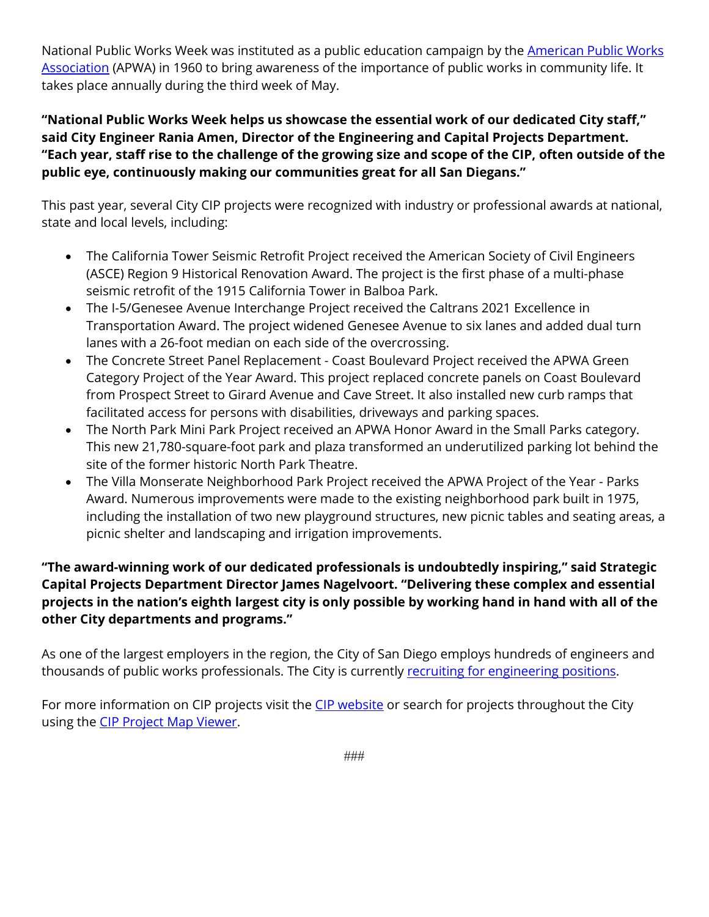National Public Works Week was instituted as a public education campaign by the American Public Works Association (APWA) in 1960 to bring awareness of the importance of public works in community life. It takes place annually during the third week of May.

**"National Public Works Week helps us showcase the essential work of our dedicated City staff," said City Engineer Rania Amen, Director of the Engineering and Capital Projects Department. "Each year, staff rise to the challenge of the growing size and scope of the CIP, often outside of the public eye, continuously making our communities great for all San Diegans."**

This past year, several City CIP projects were recognized with industry or professional awards at national, state and local levels, including:

- The California Tower Seismic Retrofit Project received the American Society of Civil Engineers (ASCE) Region 9 Historical Renovation Award. The project is the first phase of a multi-phase seismic retrofit of the 1915 California Tower in Balboa Park.
- The I-5/Genesee Avenue Interchange Project received the Caltrans 2021 Excellence in Transportation Award. The project widened Genesee Avenue to six lanes and added dual turn lanes with a 26-foot median on each side of the overcrossing.
- The Concrete Street Panel Replacement - Coast Boulevard Project received the APWA Green Category Project of the Year Award. This project replaced concrete panels on Coast Boulevard from Prospect Street to Girard Avenue and Cave Street. It also installed new curb ramps that facilitated access for persons with disabilities, driveways and parking spaces.
- The North Park Mini Park Project received an APWA Honor Award in the Small Parks category. This new 21,780-square-foot park and plaza transformed an underutilized parking lot behind the site of the former historic North Park Theatre.
- The Villa Monserate Neighborhood Park Project received the APWA Project of the Year - Parks Award. Numerous improvements were made to the existing neighborhood park built in 1975, including the installation of two new playground structures, new picnic tables and seating areas, a picnic shelter and landscaping and irrigation improvements.

**"The award-winning work of our dedicated professionals is undoubtedly inspiring," said Strategic Capital Projects Department Director James Nagelvoort. "Delivering these complex and essential projects in the nation's eighth largest city is only possible by working hand in hand with all of the other City departments and programs."**

As one of the largest employers in the region, the City of San Diego employs hundreds of engineers and thousands of public works professionals. The City is currently recruiting for engineering positions.

For more information on CIP projects visit the CIP website or search for projects throughout the City using the CIP Project Map Viewer.

###